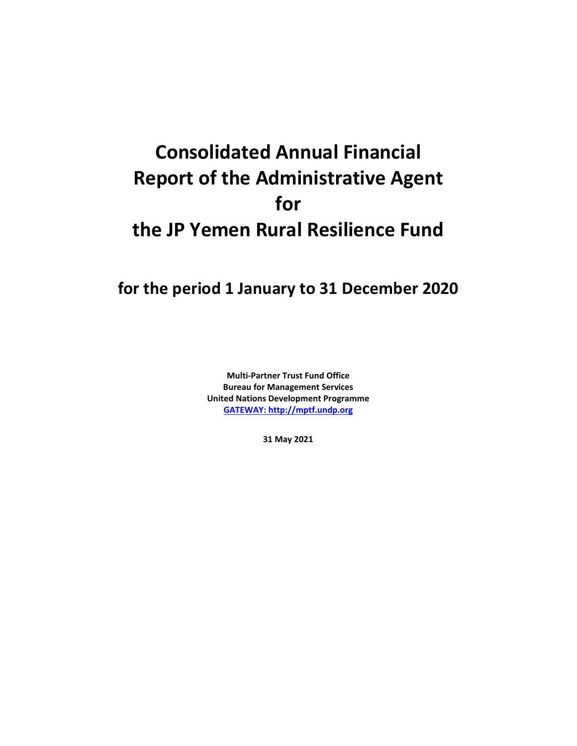# Consolidated Annual Financial Report of the Administrative Agent for the JP Yemen Rural Resilience Fund

## for the period 1 January to 31 December 2020

**Multi-Partner Trust Fund Office**
**Bureau for Management Services**
**United Nations Development Programme**
**GATEWAY: http://mptf.undp.org**

**31 May 2021**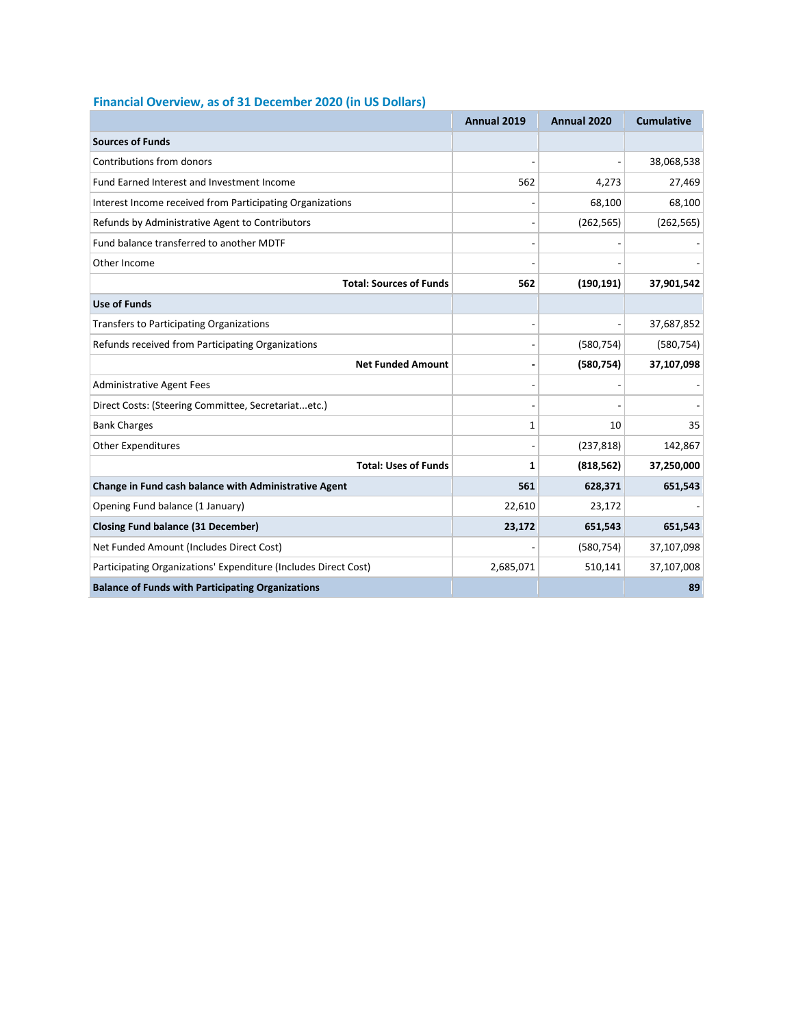### Financial Overview, as of 31 December 2020 (in US Dollars)

| | Annual 2019 | Annual 2020 | Cumulative |
|---|---|---|---|
| **Sources of Funds** | | | |
| Contributions from donors | - | - | 38,068,538 |
| Fund Earned Interest and Investment Income | 562 | 4,273 | 27,469 |
| Interest Income received from Participating Organizations | - | 68,100 | 68,100 |
| Refunds by Administrative Agent to Contributors | - | (262,565) | (262,565) |
| Fund balance transferred to another MDTF | - | - | - |
| Other Income | - | - | - |
| **Total: Sources of Funds** | **562** | **(190,191)** | **37,901,542** |
| **Use of Funds** | | | |
| Transfers to Participating Organizations | - | - | 37,687,852 |
| Refunds received from Participating Organizations | - | (580,754) | (580,754) |
| **Net Funded Amount** | **-** | **(580,754)** | **37,107,098** |
| Administrative Agent Fees | - | - | - |
| Direct Costs: (Steering Committee, Secretariat...etc.) | - | - | - |
| Bank Charges | 1 | 10 | 35 |
| Other Expenditures | - | (237,818) | 142,867 |
| **Total: Uses of Funds** | **1** | **(818,562)** | **37,250,000** |
| **Change in Fund cash balance with Administrative Agent** | **561** | **628,371** | **651,543** |
| Opening Fund balance (1 January) | 22,610 | 23,172 | - |
| **Closing Fund balance (31 December)** | **23,172** | **651,543** | **651,543** |
| Net Funded Amount (Includes Direct Cost) | - | (580,754) | 37,107,098 |
| Participating Organizations' Expenditure (Includes Direct Cost) | 2,685,071 | 510,141 | 37,107,008 |
| **Balance of Funds with Participating Organizations** | | | **89** |